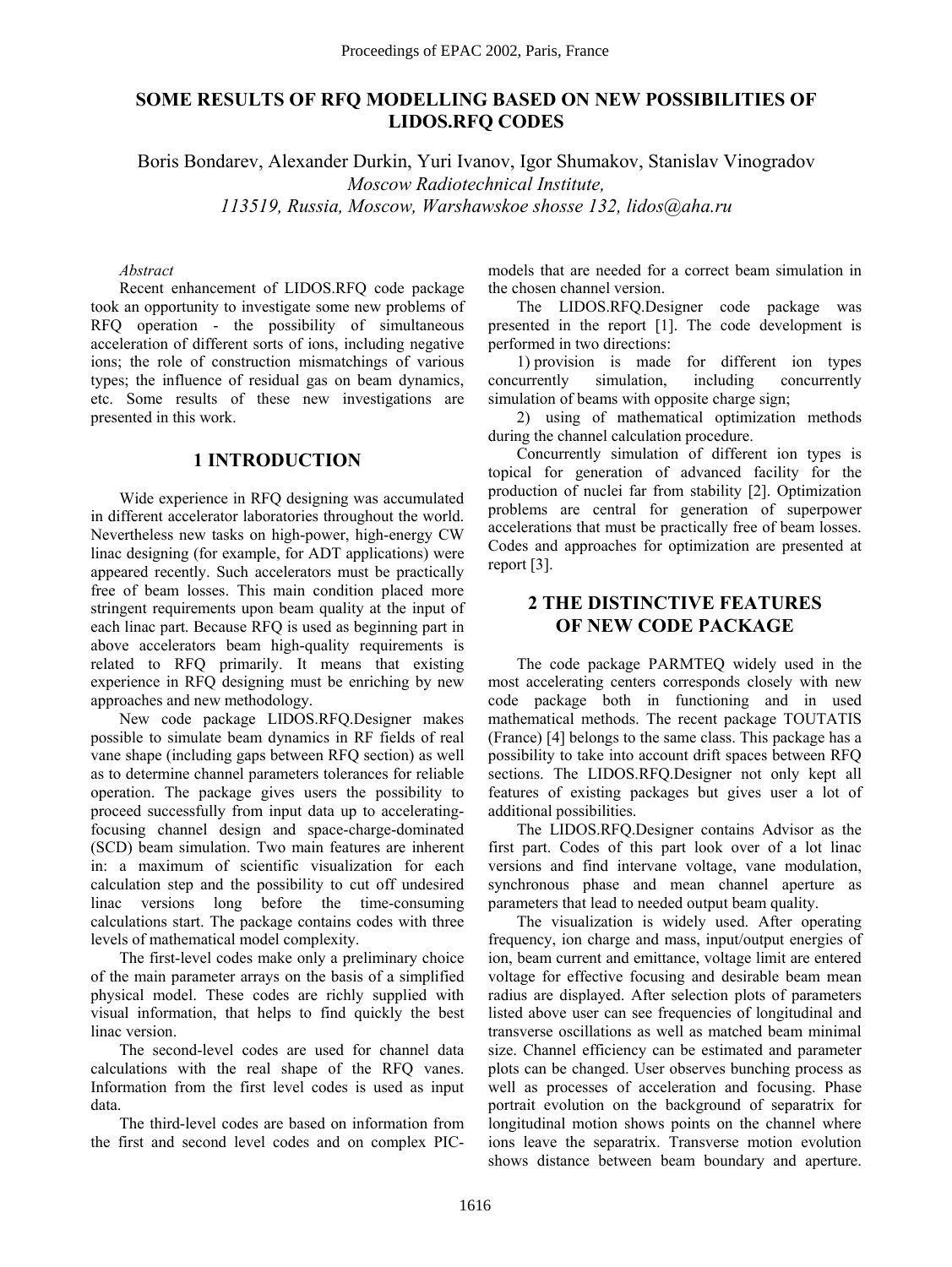# SOME RESULTS OF RFQ MODELLING BASED ON NEW POSSIBILITIES OF LIDOS.RFQ CODES

Boris Bondarev, Alexander Durkin, Yuri Ivanov, Igor Shumakov, Stanislav Vinogradov

*Moscow Radiotechnical Institute,*
*113519, Russia, Moscow, Warshawskoe shosse 132, lidos@aha.ru*

*Abstract*

Recent enhancement of LIDOS.RFQ code package took an opportunity to investigate some new problems of RFQ operation - the possibility of simultaneous acceleration of different sorts of ions, including negative ions; the role of construction mismatchings of various types; the influence of residual gas on beam dynamics, etc. Some results of these new investigations are presented in this work.

## 1 INTRODUCTION

Wide experience in RFQ designing was accumulated in different accelerator laboratories throughout the world. Nevertheless new tasks on high-power, high-energy CW linac designing (for example, for ADT applications) were appeared recently. Such accelerators must be practically free of beam losses. This main condition placed more stringent requirements upon beam quality at the input of each linac part. Because RFQ is used as beginning part in above accelerators beam high-quality requirements is related to RFQ primarily. It means that existing experience in RFQ designing must be enriching by new approaches and new methodology.

New code package LIDOS.RFQ.Designer makes possible to simulate beam dynamics in RF fields of real vane shape (including gaps between RFQ section) as well as to determine channel parameters tolerances for reliable operation. The package gives users the possibility to proceed successfully from input data up to accelerating-focusing channel design and space-charge-dominated (SCD) beam simulation. Two main features are inherent in: a maximum of scientific visualization for each calculation step and the possibility to cut off undesired linac versions long before the time-consuming calculations start. The package contains codes with three levels of mathematical model complexity.

The first-level codes make only a preliminary choice of the main parameter arrays on the basis of a simplified physical model. These codes are richly supplied with visual information, that helps to find quickly the best linac version.

The second-level codes are used for channel data calculations with the real shape of the RFQ vanes. Information from the first level codes is used as input data.

The third-level codes are based on information from the first and second level codes and on complex PIC-models that are needed for a correct beam simulation in the chosen channel version.

The LIDOS.RFQ.Designer code package was presented in the report [1]. The code development is performed in two directions:

1) provision is made for different ion types concurrently simulation, including concurrently simulation of beams with opposite charge sign;

2) using of mathematical optimization methods during the channel calculation procedure.

Concurrently simulation of different ion types is topical for generation of advanced facility for the production of nuclei far from stability [2]. Optimization problems are central for generation of superpower accelerations that must be practically free of beam losses. Codes and approaches for optimization are presented at report [3].

## 2 THE DISTINCTIVE FEATURES OF NEW CODE PACKAGE

The code package PARMTEQ widely used in the most accelerating centers corresponds closely with new code package both in functioning and in used mathematical methods. The recent package TOUTATIS (France) [4] belongs to the same class. This package has a possibility to take into account drift spaces between RFQ sections. The LIDOS.RFQ.Designer not only kept all features of existing packages but gives user a lot of additional possibilities.

The LIDOS.RFQ.Designer contains Advisor as the first part. Codes of this part look over of a lot linac versions and find intervane voltage, vane modulation, synchronous phase and mean channel aperture as parameters that lead to needed output beam quality.

The visualization is widely used. After operating frequency, ion charge and mass, input/output energies of ion, beam current and emittance, voltage limit are entered voltage for effective focusing and desirable beam mean radius are displayed. After selection plots of parameters listed above user can see frequencies of longitudinal and transverse oscillations as well as matched beam minimal size. Channel efficiency can be estimated and parameter plots can be changed. User observes bunching process as well as processes of acceleration and focusing. Phase portrait evolution on the background of separatrix for longitudinal motion shows points on the channel where ions leave the separatrix. Transverse motion evolution shows distance between beam boundary and aperture.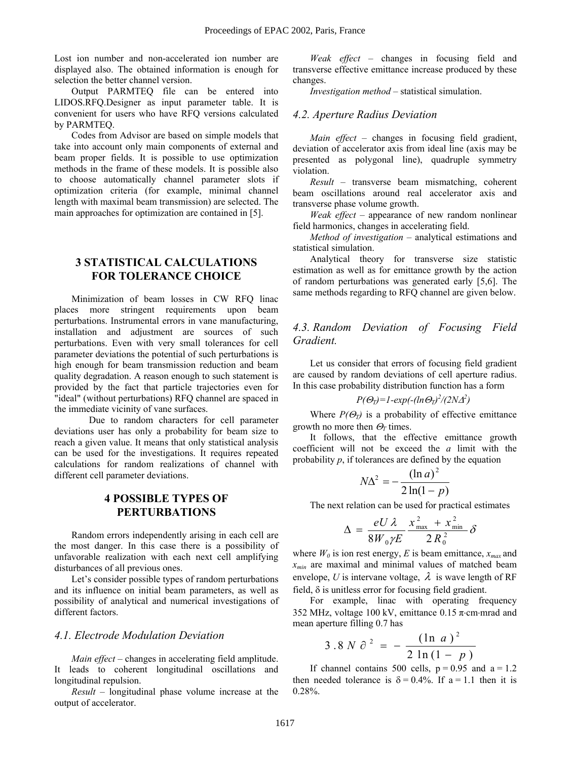Lost ion number and non-accelerated ion number are displayed also. The obtained information is enough for selection the better channel version.

Output PARMTEQ file can be entered into LIDOS.RFQ.Designer as input parameter table. It is convenient for users who have RFQ versions calculated by PARMTEQ.

Codes from Advisor are based on simple models that take into account only main components of external and beam proper fields. It is possible to use optimization methods in the frame of these models. It is possible also to choose automatically channel parameter slots if optimization criteria (for example, minimal channel length with maximal beam transmission) are selected. The main approaches for optimization are contained in [5].

## 3 STATISTICAL CALCULATIONS FOR TOLERANCE CHOICE

Minimization of beam losses in CW RFQ linac places more stringent requirements upon beam perturbations. Instrumental errors in vane manufacturing, installation and adjustment are sources of such perturbations. Even with very small tolerances for cell parameter deviations the potential of such perturbations is high enough for beam transmission reduction and beam quality degradation. A reason enough to such statement is provided by the fact that particle trajectories even for "ideal" (without perturbations) RFQ channel are spaced in the immediate vicinity of vane surfaces.

Due to random characters for cell parameter deviations user has only a probability for beam size to reach a given value. It means that only statistical analysis can be used for the investigations. It requires repeated calculations for random realizations of channel with different cell parameter deviations.

## 4 POSSIBLE TYPES OF PERTURBATIONS

Random errors independently arising in each cell are the most danger. In this case there is a possibility of unfavorable realization with each next cell amplifying disturbances of all previous ones.

Let's consider possible types of random perturbations and its influence on initial beam parameters, as well as possibility of analytical and numerical investigations of different factors.

### *4.1. Electrode Modulation Deviation*

*Main effect* – changes in accelerating field amplitude. It leads to coherent longitudinal oscillations and longitudinal repulsion.

*Result* – longitudinal phase volume increase at the output of accelerator.

*Weak effect* – changes in focusing field and transverse effective emittance increase produced by these changes.

*Investigation method* – statistical simulation.

### *4.2. Aperture Radius Deviation*

*Main effect* – changes in focusing field gradient, deviation of accelerator axis from ideal line (axis may be presented as polygonal line), quadruple symmetry violation.

*Result* – transverse beam mismatching, coherent beam oscillations around real accelerator axis and transverse phase volume growth.

*Weak effect* – appearance of new random nonlinear field harmonics, changes in accelerating field.

*Method of investigation* – analytical estimations and statistical simulation.

Analytical theory for transverse size statistic estimation as well as for emittance growth by the action of random perturbations was generated early [5,6]. The same methods regarding to RFQ channel are given below.

### *4.3. Random Deviation of Focusing Field Gradient.*

Let us consider that errors of focusing field gradient are caused by random deviations of cell aperture radius. In this case probability distribution function has a form

$$P(\Theta_T)=1-\exp(-(\ln\Theta_T)^2/(2N\Delta^2))$$

Where $P(\Theta_T)$ is a probability of effective emittance growth no more then $\Theta_T$ times.

It follows, that the effective emittance growth coefficient will not be exceed the $a$ limit with the probability $p$, if tolerances are defined by the equation

$$N\Delta^2 = -\frac{(\ln a)^2}{2\ln(1-p)}$$

The next relation can be used for practical estimates

$$\Delta = \frac{eU\lambda}{8W_0\gamma E}\frac{x_{\max}^2 + x_{\min}^2}{2R_0^2}\delta$$

where $W_0$ is ion rest energy, $E$ is beam emittance, $x_{max}$ and $x_{min}$ are maximal and minimal values of matched beam envelope, $U$ is intervane voltage, $\lambda$ is wave length of RF field, δ is unitless error for focusing field gradient.

For example, linac with operating frequency 352 MHz, voltage 100 kV, emittance 0.15 π·cm·mrad and mean aperture filling 0.7 has

$$3.8N\partial^2 = -\frac{(\ln a)^2}{2\ln(1-p)}$$

If channel contains 500 cells, p = 0.95 and a = 1.2 then needed tolerance is δ = 0.4%. If a = 1.1 then it is 0.28%.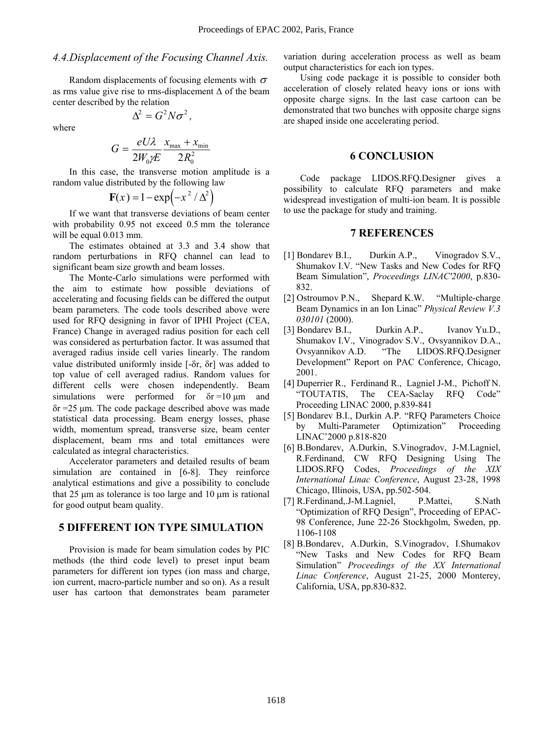### 4.4. Displacement of the Focusing Channel Axis.

Random displacements of focusing elements with $\sigma$ as rms value give rise to rms-displacement $\Delta$ of the beam center described by the relation

$$\Delta^2 = G^2 N \sigma^2,$$

where

$$G = \frac{eU\lambda}{2W_0\gamma E}\frac{x_{\max} + x_{\min}}{2R_0^2}$$

In this case, the transverse motion amplitude is a random value distributed by the following law

$$\mathbf{F}(x) = 1 - \exp\left(-x^2 / \Delta^2\right)$$

If we want that transverse deviations of beam center with probability 0.95 not exceed 0.5 mm the tolerance will be equal 0.013 mm.

The estimates obtained at 3.3 and 3.4 show that random perturbations in RFQ channel can lead to significant beam size growth and beam losses.

The Monte-Carlo simulations were performed with the aim to estimate how possible deviations of accelerating and focusing fields can be differed the output beam parameters. The code tools described above were used for RFQ designing in favor of IPHI Project (CEA, France) Change in averaged radius position for each cell was considered as perturbation factor. It was assumed that averaged radius inside cell varies linearly. The random value distributed uniformly inside [-δr, δr] was added to top value of cell averaged radius. Random values for different cells were chosen independently. Beam simulations were performed for δr =10 μm and δr =25 μm. The code package described above was made statistical data processing. Beam energy losses, phase width, momentum spread, transverse size, beam center displacement, beam rms and total emittances were calculated as integral characteristics.

Accelerator parameters and detailed results of beam simulation are contained in [6-8]. They reinforce analytical estimations and give a possibility to conclude that 25 μm as tolerance is too large and 10 μm is rational for good output beam quality.

## 5 DIFFERENT ION TYPE SIMULATION

Provision is made for beam simulation codes by PIC methods (the third code level) to preset input beam parameters for different ion types (ion mass and charge, ion current, macro-particle number and so on). As a result user has cartoon that demonstrates beam parameter variation during acceleration process as well as beam output characteristics for each ion types.

Using code package it is possible to consider both acceleration of closely related heavy ions or ions with opposite charge signs. In the last case cartoon can be demonstrated that two bunches with opposite charge signs are shaped inside one accelerating period.

## 6 CONCLUSION

Code package LIDOS.RFQ.Designer gives a possibility to calculate RFQ parameters and make widespread investigation of multi-ion beam. It is possible to use the package for study and training.

## 7 REFERENCES

[1] Bondarev B.I., Durkin A.P., Vinogradov S.V., Shumakov I.V. "New Tasks and New Codes for RFQ Beam Simulation", *Proceedings LINAC'2000*, p.830-832.

[2] Ostroumov P.N., Shepard K.W. "Multiple-charge Beam Dynamics in an Ion Linac" *Physical Review V.3 030101* (2000).

[3] Bondarev B.I., Durkin A.P., Ivanov Yu.D., Shumakov I.V., Vinogradov S.V., Ovsyannikov D.A., Ovsyannikov A.D. "The LIDOS.RFQ.Designer Development" Report on PAC Conference, Chicago, 2001.

[4] Duperrier R., Ferdinand R., Lagniel J-M., Pichoff N. "TOUTATIS, The CEA-Saclay RFQ Code" Proceeding LINAC 2000, p.839-841

[5] Bondarev B.I., Durkin A.P. "RFQ Parameters Choice by Multi-Parameter Optimization" Proceeding LINAC'2000 p.818-820

[6] B.Bondarev, A.Durkin, S.Vinogradov, J-M.Lagniel, R.Ferdinand, CW RFQ Designing Using The LIDOS.RFQ Codes, *Proceedings of the XIX International Linac Conference*, August 23-28, 1998 Chicago, Illinois, USA, pp.502-504.

[7] R.Ferdinand,.J-M.Lagniel, P.Mattei, S.Nath "Optimization of RFQ Design", Proceeding of EPAC-98 Conference, June 22-26 Stockhgolm, Sweden, pp. 1106-1108

[8] B.Bondarev, A.Durkin, S.Vinogradov, I.Shumakov "New Tasks and New Codes for RFQ Beam Simulation" *Proceedings of the XX International Linac Conference*, August 21-25, 2000 Monterey, California, USA, pp.830-832.